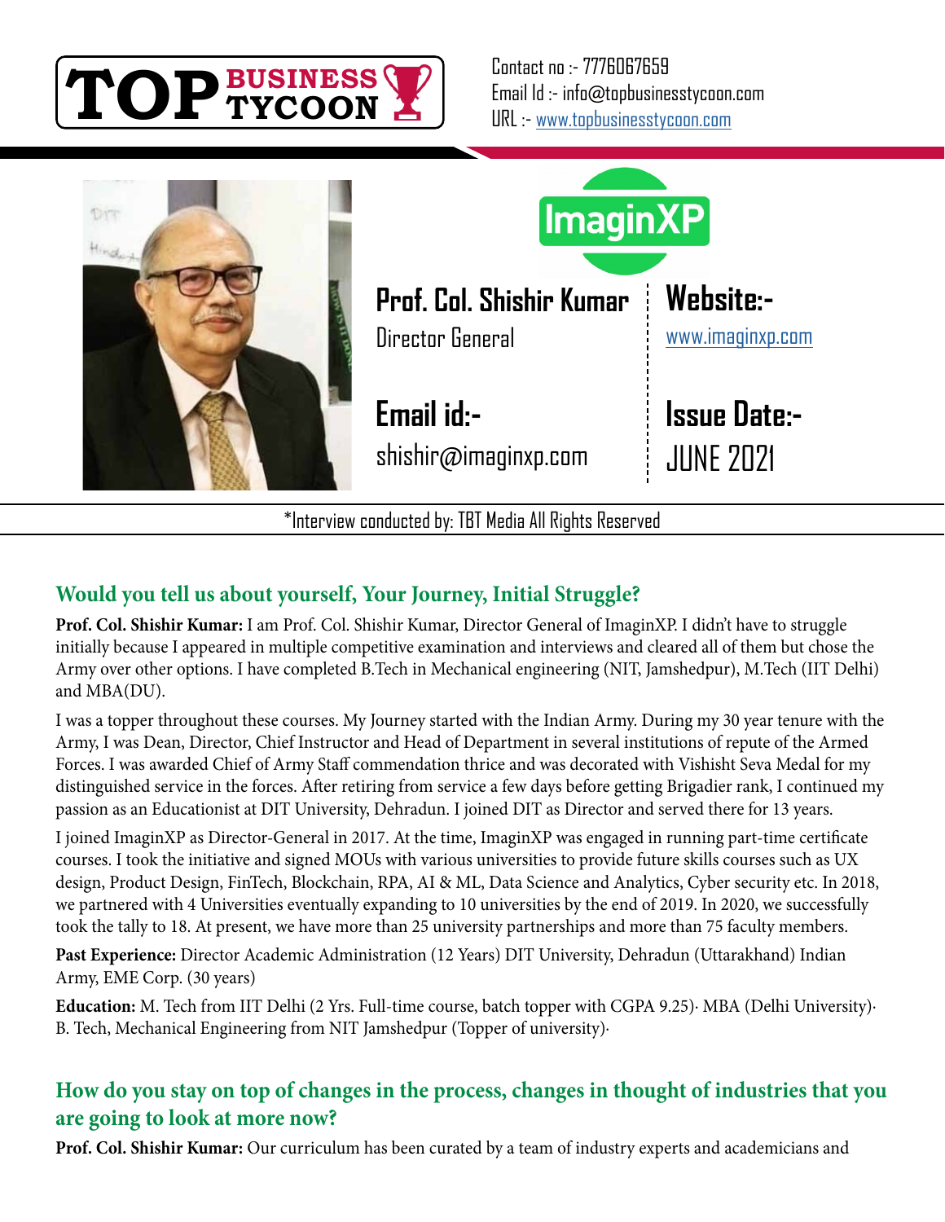TOP BUSINESS TYCOON

Contact no :- 7776067659
Email Id :- info@topbusinesstycoon.com
URL :- www.topbusinesstycoon.com

ImaginXP

**Prof. Col. Shishir Kumar**
Director General

**Website:-**
www.imaginxp.com

**Email id:-**
shishir@imaginxp.com

**Issue Date:-**
JUNE 2021

*Interview conducted by: TBT Media All Rights Reserved

## Would you tell us about yourself, Your Journey, Initial Struggle?

**Prof. Col. Shishir Kumar:** I am Prof. Col. Shishir Kumar, Director General of ImaginXP. I didn't have to struggle initially because I appeared in multiple competitive examination and interviews and cleared all of them but chose the Army over other options. I have completed B.Tech in Mechanical engineering (NIT, Jamshedpur), M.Tech (IIT Delhi) and MBA(DU).

I was a topper throughout these courses. My Journey started with the Indian Army. During my 30 year tenure with the Army, I was Dean, Director, Chief Instructor and Head of Department in several institutions of repute of the Armed Forces. I was awarded Chief of Army Staff commendation thrice and was decorated with Vishisht Seva Medal for my distinguished service in the forces. After retiring from service a few days before getting Brigadier rank, I continued my passion as an Educationist at DIT University, Dehradun. I joined DIT as Director and served there for 13 years.

I joined ImaginXP as Director-General in 2017. At the time, ImaginXP was engaged in running part-time certificate courses. I took the initiative and signed MOUs with various universities to provide future skills courses such as UX design, Product Design, FinTech, Blockchain, RPA, AI & ML, Data Science and Analytics, Cyber security etc. In 2018, we partnered with 4 Universities eventually expanding to 10 universities by the end of 2019. In 2020, we successfully took the tally to 18. At present, we have more than 25 university partnerships and more than 75 faculty members.

**Past Experience:** Director Academic Administration (12 Years) DIT University, Dehradun (Uttarakhand) Indian Army, EME Corp. (30 years)

**Education:** M. Tech from IIT Delhi (2 Yrs. Full-time course, batch topper with CGPA 9.25)· MBA (Delhi University)· B. Tech, Mechanical Engineering from NIT Jamshedpur (Topper of university)·

## How do you stay on top of changes in the process, changes in thought of industries that you are going to look at more now?

**Prof. Col. Shishir Kumar:** Our curriculum has been curated by a team of industry experts and academicians and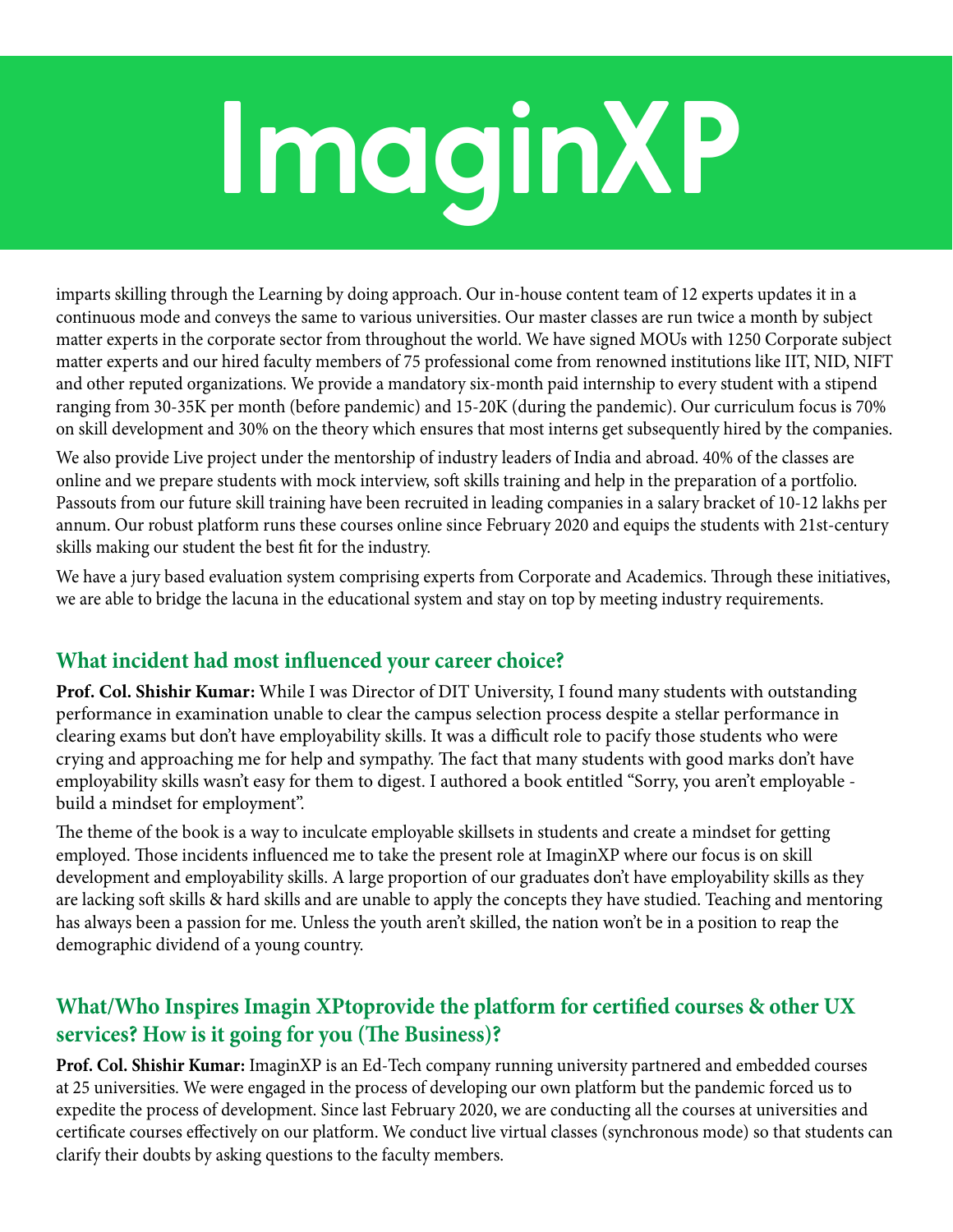# ImaginXP

imparts skilling through the Learning by doing approach. Our in-house content team of 12 experts updates it in a continuous mode and conveys the same to various universities. Our master classes are run twice a month by subject matter experts in the corporate sector from throughout the world. We have signed MOUs with 1250 Corporate subject matter experts and our hired faculty members of 75 professional come from renowned institutions like IIT, NID, NIFT and other reputed organizations. We provide a mandatory six-month paid internship to every student with a stipend ranging from 30-35K per month (before pandemic) and 15-20K (during the pandemic). Our curriculum focus is 70% on skill development and 30% on the theory which ensures that most interns get subsequently hired by the companies.

We also provide Live project under the mentorship of industry leaders of India and abroad. 40% of the classes are online and we prepare students with mock interview, soft skills training and help in the preparation of a portfolio. Passouts from our future skill training have been recruited in leading companies in a salary bracket of 10-12 lakhs per annum. Our robust platform runs these courses online since February 2020 and equips the students with 21st-century skills making our student the best fit for the industry.

We have a jury based evaluation system comprising experts from Corporate and Academics. Through these initiatives, we are able to bridge the lacuna in the educational system and stay on top by meeting industry requirements.

## What incident had most influenced your career choice?

**Prof. Col. Shishir Kumar:** While I was Director of DIT University, I found many students with outstanding performance in examination unable to clear the campus selection process despite a stellar performance in clearing exams but don't have employability skills. It was a difficult role to pacify those students who were crying and approaching me for help and sympathy. The fact that many students with good marks don't have employability skills wasn't easy for them to digest. I authored a book entitled "Sorry, you aren't employable - build a mindset for employment".

The theme of the book is a way to inculcate employable skillsets in students and create a mindset for getting employed. Those incidents influenced me to take the present role at ImaginXP where our focus is on skill development and employability skills. A large proportion of our graduates don't have employability skills as they are lacking soft skills & hard skills and are unable to apply the concepts they have studied. Teaching and mentoring has always been a passion for me. Unless the youth aren't skilled, the nation won't be in a position to reap the demographic dividend of a young country.

## What/Who Inspires Imagin XPtoprovide the platform for certified courses & other UX services? How is it going for you (The Business)?

**Prof. Col. Shishir Kumar:** ImaginXP is an Ed-Tech company running university partnered and embedded courses at 25 universities. We were engaged in the process of developing our own platform but the pandemic forced us to expedite the process of development. Since last February 2020, we are conducting all the courses at universities and certificate courses effectively on our platform. We conduct live virtual classes (synchronous mode) so that students can clarify their doubts by asking questions to the faculty members.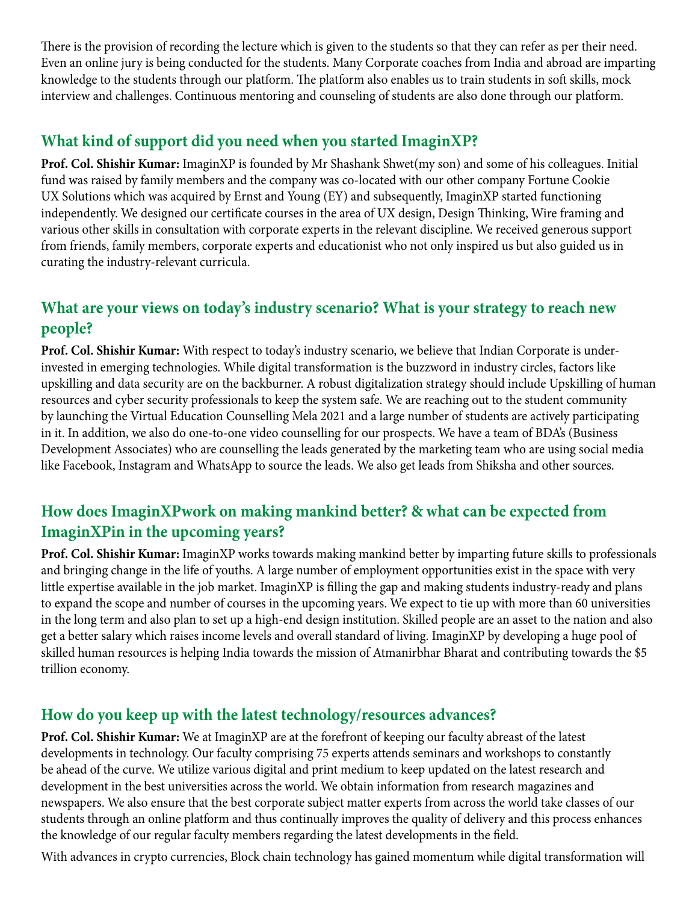There is the provision of recording the lecture which is given to the students so that they can refer as per their need. Even an online jury is being conducted for the students. Many Corporate coaches from India and abroad are imparting knowledge to the students through our platform. The platform also enables us to train students in soft skills, mock interview and challenges. Continuous mentoring and counseling of students are also done through our platform.

## What kind of support did you need when you started ImaginXP?

**Prof. Col. Shishir Kumar:** ImaginXP is founded by Mr Shashank Shwet(my son) and some of his colleagues. Initial fund was raised by family members and the company was co-located with our other company Fortune Cookie UX Solutions which was acquired by Ernst and Young (EY) and subsequently, ImaginXP started functioning independently. We designed our certificate courses in the area of UX design, Design Thinking, Wire framing and various other skills in consultation with corporate experts in the relevant discipline. We received generous support from friends, family members, corporate experts and educationist who not only inspired us but also guided us in curating the industry-relevant curricula.

## What are your views on today's industry scenario? What is your strategy to reach new people?

**Prof. Col. Shishir Kumar:** With respect to today's industry scenario, we believe that Indian Corporate is under-invested in emerging technologies. While digital transformation is the buzzword in industry circles, factors like upskilling and data security are on the backburner. A robust digitalization strategy should include Upskilling of human resources and cyber security professionals to keep the system safe. We are reaching out to the student community by launching the Virtual Education Counselling Mela 2021 and a large number of students are actively participating in it. In addition, we also do one-to-one video counselling for our prospects. We have a team of BDA's (Business Development Associates) who are counselling the leads generated by the marketing team who are using social media like Facebook, Instagram and WhatsApp to source the leads. We also get leads from Shiksha and other sources.

## How does ImaginXPwork on making mankind better? & what can be expected from ImaginXPin in the upcoming years?

**Prof. Col. Shishir Kumar:** ImaginXP works towards making mankind better by imparting future skills to professionals and bringing change in the life of youths. A large number of employment opportunities exist in the space with very little expertise available in the job market. ImaginXP is filling the gap and making students industry-ready and plans to expand the scope and number of courses in the upcoming years. We expect to tie up with more than 60 universities in the long term and also plan to set up a high-end design institution. Skilled people are an asset to the nation and also get a better salary which raises income levels and overall standard of living. ImaginXP by developing a huge pool of skilled human resources is helping India towards the mission of Atmanirbhar Bharat and contributing towards the $5 trillion economy.

## How do you keep up with the latest technology/resources advances?

**Prof. Col. Shishir Kumar:** We at ImaginXP are at the forefront of keeping our faculty abreast of the latest developments in technology. Our faculty comprising 75 experts attends seminars and workshops to constantly be ahead of the curve. We utilize various digital and print medium to keep updated on the latest research and development in the best universities across the world. We obtain information from research magazines and newspapers. We also ensure that the best corporate subject matter experts from across the world take classes of our students through an online platform and thus continually improves the quality of delivery and this process enhances the knowledge of our regular faculty members regarding the latest developments in the field.

With advances in crypto currencies, Block chain technology has gained momentum while digital transformation will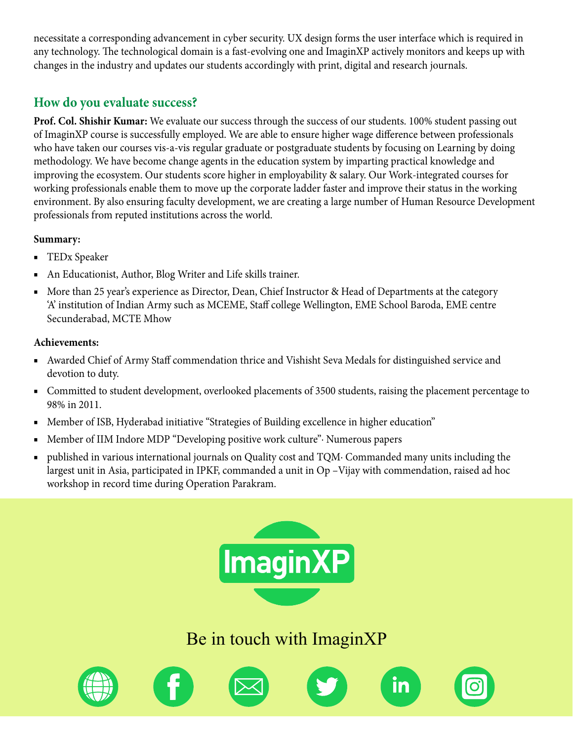necessitate a corresponding advancement in cyber security. UX design forms the user interface which is required in any technology. The technological domain is a fast-evolving one and ImaginXP actively monitors and keeps up with changes in the industry and updates our students accordingly with print, digital and research journals.

## How do you evaluate success?

**Prof. Col. Shishir Kumar:** We evaluate our success through the success of our students. 100% student passing out of ImaginXP course is successfully employed. We are able to ensure higher wage difference between professionals who have taken our courses vis-a-vis regular graduate or postgraduate students by focusing on Learning by doing methodology. We have become change agents in the education system by imparting practical knowledge and improving the ecosystem. Our students score higher in employability & salary. Our Work-integrated courses for working professionals enable them to move up the corporate ladder faster and improve their status in the working environment. By also ensuring faculty development, we are creating a large number of Human Resource Development professionals from reputed institutions across the world.

**Summary:**

- TEDx Speaker
- An Educationist, Author, Blog Writer and Life skills trainer.
- More than 25 year's experience as Director, Dean, Chief Instructor & Head of Departments at the category 'A' institution of Indian Army such as MCEME, Staff college Wellington, EME School Baroda, EME centre Secunderabad, MCTE Mhow

**Achievements:**

- Awarded Chief of Army Staff commendation thrice and Vishisht Seva Medals for distinguished service and devotion to duty.
- Committed to student development, overlooked placements of 3500 students, raising the placement percentage to 98% in 2011.
- Member of ISB, Hyderabad initiative "Strategies of Building excellence in higher education"
- Member of IIM Indore MDP "Developing positive work culture"· Numerous papers
- published in various international journals on Quality cost and TQM· Commanded many units including the largest unit in Asia, participated in IPKF, commanded a unit in Op –Vijay with commendation, raised ad hoc workshop in record time during Operation Parakram.

ImaginXP

Be in touch with ImaginXP